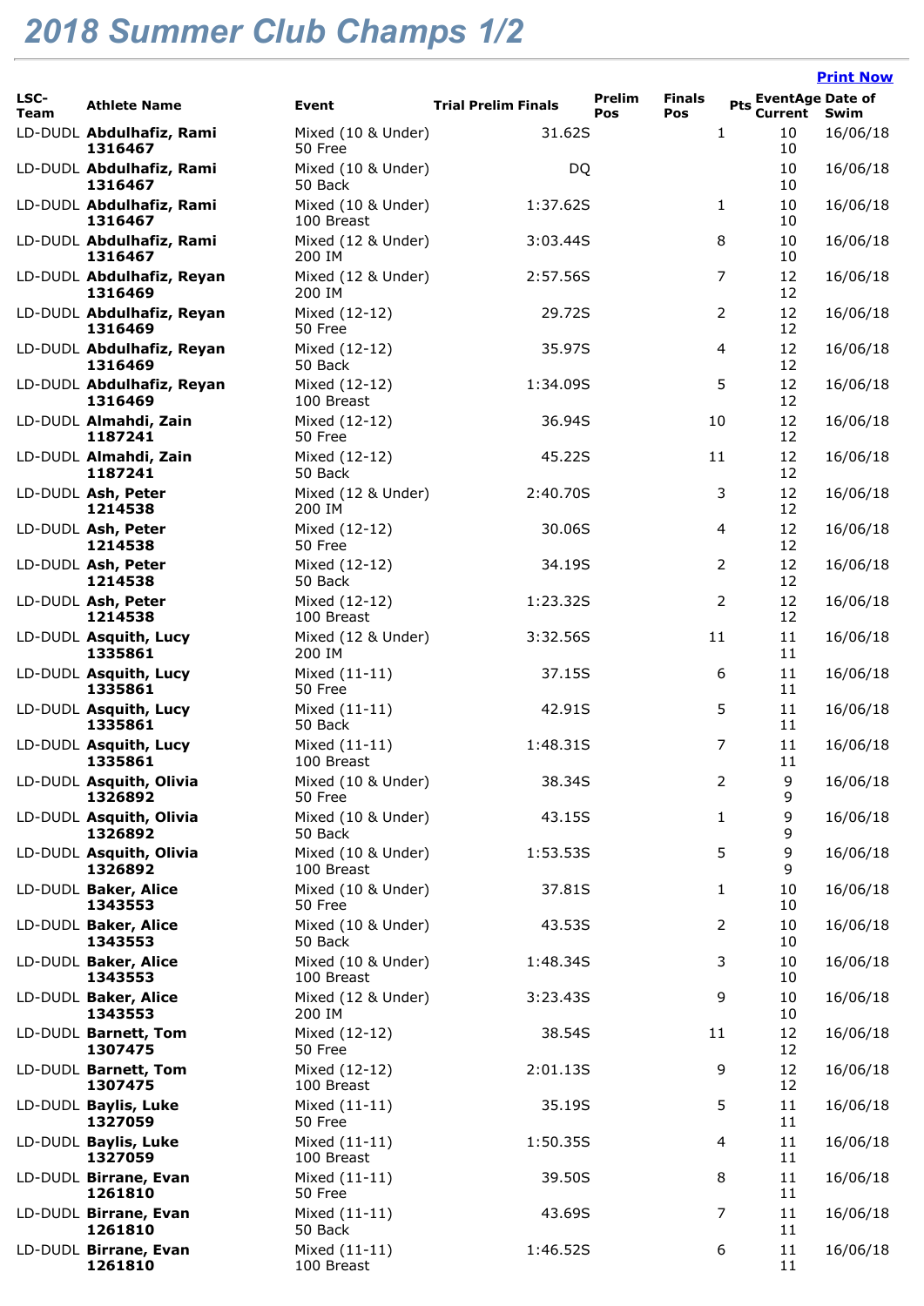# 2018 Summer Club Champs 1/2

**Print Now**

| LSC-Team | Athlete Name | Event | Trial Prelim Finals | Prelim Pos | Finals Pos | Pts | EventAge Current | Date of Swim |
|---|---|---|---|---|---|---|---|---|
| LD-DUDL | **Abdulhafiz, Rami 1316467** | Mixed (10 & Under) 50 Free | 31.62S | | 1 | | 10 10 | 16/06/18 |
| LD-DUDL | **Abdulhafiz, Rami 1316467** | Mixed (10 & Under) 50 Back | DQ | | | | 10 10 | 16/06/18 |
| LD-DUDL | **Abdulhafiz, Rami 1316467** | Mixed (10 & Under) 100 Breast | 1:37.62S | | 1 | | 10 10 | 16/06/18 |
| LD-DUDL | **Abdulhafiz, Rami 1316467** | Mixed (12 & Under) 200 IM | 3:03.44S | | 8 | | 10 10 | 16/06/18 |
| LD-DUDL | **Abdulhafiz, Reyan 1316469** | Mixed (12 & Under) 200 IM | 2:57.56S | | 7 | | 12 12 | 16/06/18 |
| LD-DUDL | **Abdulhafiz, Reyan 1316469** | Mixed (12-12) 50 Free | 29.72S | | 2 | | 12 12 | 16/06/18 |
| LD-DUDL | **Abdulhafiz, Reyan 1316469** | Mixed (12-12) 50 Back | 35.97S | | 4 | | 12 12 | 16/06/18 |
| LD-DUDL | **Abdulhafiz, Reyan 1316469** | Mixed (12-12) 100 Breast | 1:34.09S | | 5 | | 12 12 | 16/06/18 |
| LD-DUDL | **Almahdi, Zain 1187241** | Mixed (12-12) 50 Free | 36.94S | | 10 | | 12 12 | 16/06/18 |
| LD-DUDL | **Almahdi, Zain 1187241** | Mixed (12-12) 50 Back | 45.22S | | 11 | | 12 12 | 16/06/18 |
| LD-DUDL | **Ash, Peter 1214538** | Mixed (12 & Under) 200 IM | 2:40.70S | | 3 | | 12 12 | 16/06/18 |
| LD-DUDL | **Ash, Peter 1214538** | Mixed (12-12) 50 Free | 30.06S | | 4 | | 12 12 | 16/06/18 |
| LD-DUDL | **Ash, Peter 1214538** | Mixed (12-12) 50 Back | 34.19S | | 2 | | 12 12 | 16/06/18 |
| LD-DUDL | **Ash, Peter 1214538** | Mixed (12-12) 100 Breast | 1:23.32S | | 2 | | 12 12 | 16/06/18 |
| LD-DUDL | **Asquith, Lucy 1335861** | Mixed (12 & Under) 200 IM | 3:32.56S | | 11 | | 11 11 | 16/06/18 |
| LD-DUDL | **Asquith, Lucy 1335861** | Mixed (11-11) 50 Free | 37.15S | | 6 | | 11 11 | 16/06/18 |
| LD-DUDL | **Asquith, Lucy 1335861** | Mixed (11-11) 50 Back | 42.91S | | 5 | | 11 11 | 16/06/18 |
| LD-DUDL | **Asquith, Lucy 1335861** | Mixed (11-11) 100 Breast | 1:48.31S | | 7 | | 11 11 | 16/06/18 |
| LD-DUDL | **Asquith, Olivia 1326892** | Mixed (10 & Under) 50 Free | 38.34S | | 2 | | 9 9 | 16/06/18 |
| LD-DUDL | **Asquith, Olivia 1326892** | Mixed (10 & Under) 50 Back | 43.15S | | 1 | | 9 9 | 16/06/18 |
| LD-DUDL | **Asquith, Olivia 1326892** | Mixed (10 & Under) 100 Breast | 1:53.53S | | 5 | | 9 9 | 16/06/18 |
| LD-DUDL | **Baker, Alice 1343553** | Mixed (10 & Under) 50 Free | 37.81S | | 1 | | 10 10 | 16/06/18 |
| LD-DUDL | **Baker, Alice 1343553** | Mixed (10 & Under) 50 Back | 43.53S | | 2 | | 10 10 | 16/06/18 |
| LD-DUDL | **Baker, Alice 1343553** | Mixed (10 & Under) 100 Breast | 1:48.34S | | 3 | | 10 10 | 16/06/18 |
| LD-DUDL | **Baker, Alice 1343553** | Mixed (12 & Under) 200 IM | 3:23.43S | | 9 | | 10 10 | 16/06/18 |
| LD-DUDL | **Barnett, Tom 1307475** | Mixed (12-12) 50 Free | 38.54S | | 11 | | 12 12 | 16/06/18 |
| LD-DUDL | **Barnett, Tom 1307475** | Mixed (12-12) 100 Breast | 2:01.13S | | 9 | | 12 12 | 16/06/18 |
| LD-DUDL | **Baylis, Luke 1327059** | Mixed (11-11) 50 Free | 35.19S | | 5 | | 11 11 | 16/06/18 |
| LD-DUDL | **Baylis, Luke 1327059** | Mixed (11-11) 100 Breast | 1:50.35S | | 4 | | 11 11 | 16/06/18 |
| LD-DUDL | **Birrane, Evan 1261810** | Mixed (11-11) 50 Free | 39.50S | | 8 | | 11 11 | 16/06/18 |
| LD-DUDL | **Birrane, Evan 1261810** | Mixed (11-11) 50 Back | 43.69S | | 7 | | 11 11 | 16/06/18 |
| LD-DUDL | **Birrane, Evan 1261810** | Mixed (11-11) 100 Breast | 1:46.52S | | 6 | | 11 11 | 16/06/18 |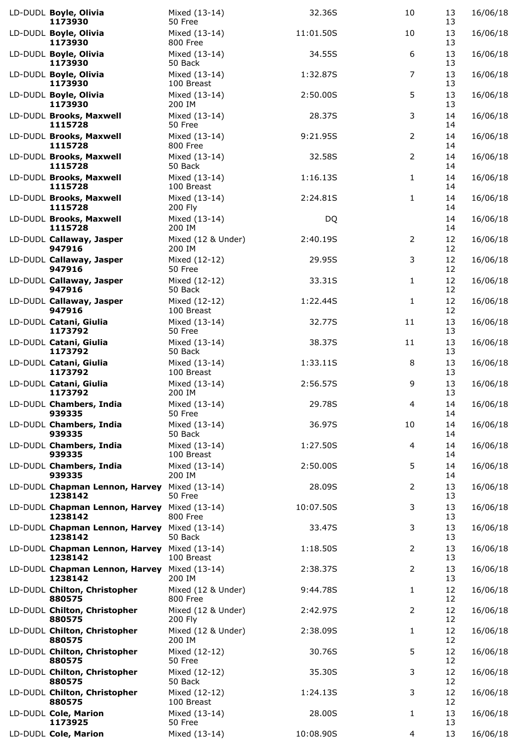| Club | Name | Event | Time | Place | Age | Date |
|---|---|---|---|---|---|---|
| LD-DUDL | **Boyle, Olivia** 1173930 | Mixed (13-14) 50 Free | 32.36S | 10 | 13 13 | 16/06/18 |
| LD-DUDL | **Boyle, Olivia** 1173930 | Mixed (13-14) 800 Free | 11:01.50S | 10 | 13 13 | 16/06/18 |
| LD-DUDL | **Boyle, Olivia** 1173930 | Mixed (13-14) 50 Back | 34.55S | 6 | 13 13 | 16/06/18 |
| LD-DUDL | **Boyle, Olivia** 1173930 | Mixed (13-14) 100 Breast | 1:32.87S | 7 | 13 13 | 16/06/18 |
| LD-DUDL | **Boyle, Olivia** 1173930 | Mixed (13-14) 200 IM | 2:50.00S | 5 | 13 13 | 16/06/18 |
| LD-DUDL | **Brooks, Maxwell** 1115728 | Mixed (13-14) 50 Free | 28.37S | 3 | 14 14 | 16/06/18 |
| LD-DUDL | **Brooks, Maxwell** 1115728 | Mixed (13-14) 800 Free | 9:21.95S | 2 | 14 14 | 16/06/18 |
| LD-DUDL | **Brooks, Maxwell** 1115728 | Mixed (13-14) 50 Back | 32.58S | 2 | 14 14 | 16/06/18 |
| LD-DUDL | **Brooks, Maxwell** 1115728 | Mixed (13-14) 100 Breast | 1:16.13S | 1 | 14 14 | 16/06/18 |
| LD-DUDL | **Brooks, Maxwell** 1115728 | Mixed (13-14) 200 Fly | 2:24.81S | 1 | 14 14 | 16/06/18 |
| LD-DUDL | **Brooks, Maxwell** 1115728 | Mixed (13-14) 200 IM | DQ | | 14 14 | 16/06/18 |
| LD-DUDL | **Callaway, Jasper** 947916 | Mixed (12 & Under) 200 IM | 2:40.19S | 2 | 12 12 | 16/06/18 |
| LD-DUDL | **Callaway, Jasper** 947916 | Mixed (12-12) 50 Free | 29.95S | 3 | 12 12 | 16/06/18 |
| LD-DUDL | **Callaway, Jasper** 947916 | Mixed (12-12) 50 Back | 33.31S | 1 | 12 12 | 16/06/18 |
| LD-DUDL | **Callaway, Jasper** 947916 | Mixed (12-12) 100 Breast | 1:22.44S | 1 | 12 12 | 16/06/18 |
| LD-DUDL | **Catani, Giulia** 1173792 | Mixed (13-14) 50 Free | 32.77S | 11 | 13 13 | 16/06/18 |
| LD-DUDL | **Catani, Giulia** 1173792 | Mixed (13-14) 50 Back | 38.37S | 11 | 13 13 | 16/06/18 |
| LD-DUDL | **Catani, Giulia** 1173792 | Mixed (13-14) 100 Breast | 1:33.11S | 8 | 13 13 | 16/06/18 |
| LD-DUDL | **Catani, Giulia** 1173792 | Mixed (13-14) 200 IM | 2:56.57S | 9 | 13 13 | 16/06/18 |
| LD-DUDL | **Chambers, India** 939335 | Mixed (13-14) 50 Free | 29.78S | 4 | 14 14 | 16/06/18 |
| LD-DUDL | **Chambers, India** 939335 | Mixed (13-14) 50 Back | 36.97S | 10 | 14 14 | 16/06/18 |
| LD-DUDL | **Chambers, India** 939335 | Mixed (13-14) 100 Breast | 1:27.50S | 4 | 14 14 | 16/06/18 |
| LD-DUDL | **Chambers, India** 939335 | Mixed (13-14) 200 IM | 2:50.00S | 5 | 14 14 | 16/06/18 |
| LD-DUDL | **Chapman Lennon, Harvey** 1238142 | Mixed (13-14) 50 Free | 28.09S | 2 | 13 13 | 16/06/18 |
| LD-DUDL | **Chapman Lennon, Harvey** 1238142 | Mixed (13-14) 800 Free | 10:07.50S | 3 | 13 13 | 16/06/18 |
| LD-DUDL | **Chapman Lennon, Harvey** 1238142 | Mixed (13-14) 50 Back | 33.47S | 3 | 13 13 | 16/06/18 |
| LD-DUDL | **Chapman Lennon, Harvey** 1238142 | Mixed (13-14) 100 Breast | 1:18.50S | 2 | 13 13 | 16/06/18 |
| LD-DUDL | **Chapman Lennon, Harvey** 1238142 | Mixed (13-14) 200 IM | 2:38.37S | 2 | 13 13 | 16/06/18 |
| LD-DUDL | **Chilton, Christopher** 880575 | Mixed (12 & Under) 800 Free | 9:44.78S | 1 | 12 12 | 16/06/18 |
| LD-DUDL | **Chilton, Christopher** 880575 | Mixed (12 & Under) 200 Fly | 2:42.97S | 2 | 12 12 | 16/06/18 |
| LD-DUDL | **Chilton, Christopher** 880575 | Mixed (12 & Under) 200 IM | 2:38.09S | 1 | 12 12 | 16/06/18 |
| LD-DUDL | **Chilton, Christopher** 880575 | Mixed (12-12) 50 Free | 30.76S | 5 | 12 12 | 16/06/18 |
| LD-DUDL | **Chilton, Christopher** 880575 | Mixed (12-12) 50 Back | 35.30S | 3 | 12 12 | 16/06/18 |
| LD-DUDL | **Chilton, Christopher** 880575 | Mixed (12-12) 100 Breast | 1:24.13S | 3 | 12 12 | 16/06/18 |
| LD-DUDL | **Cole, Marion** 1173925 | Mixed (13-14) 50 Free | 28.00S | 1 | 13 13 | 16/06/18 |
| LD-DUDL | **Cole, Marion** | Mixed (13-14) | 10:08.90S | 4 | 13 | 16/06/18 |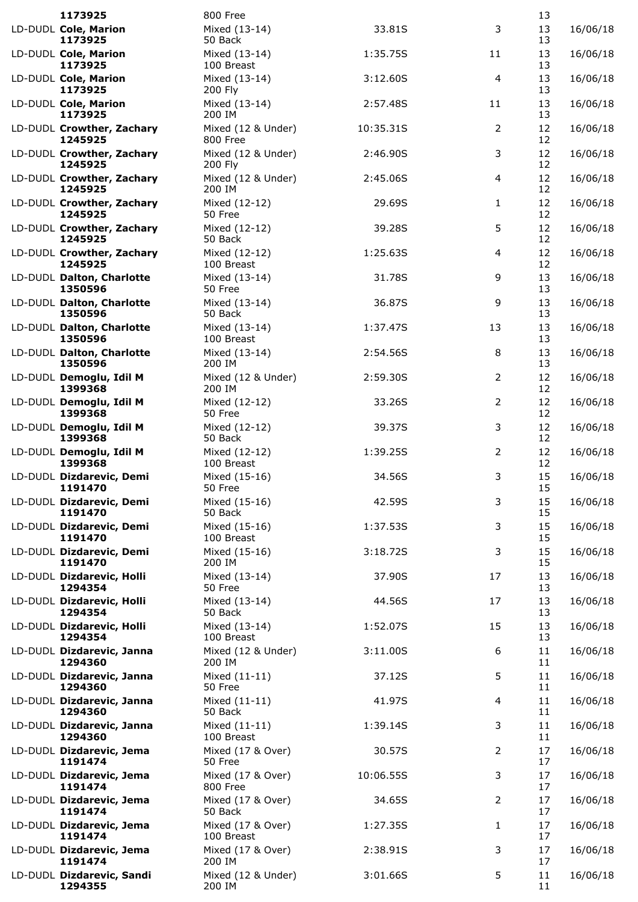| Club | Name / ID | Event | Time | Place | Age | Date |
|---|---|---|---|---|---|---|
| | 1173925 | 800 Free | | | 13 | |
| LD-DUDL | **Cole, Marion** 1173925 | Mixed (13-14) 50 Back | 33.81S | 3 | 13 13 | 16/06/18 |
| LD-DUDL | **Cole, Marion** 1173925 | Mixed (13-14) 100 Breast | 1:35.75S | 11 | 13 13 | 16/06/18 |
| LD-DUDL | **Cole, Marion** 1173925 | Mixed (13-14) 200 Fly | 3:12.60S | 4 | 13 13 | 16/06/18 |
| LD-DUDL | **Cole, Marion** 1173925 | Mixed (13-14) 200 IM | 2:57.48S | 11 | 13 13 | 16/06/18 |
| LD-DUDL | **Crowther, Zachary** 1245925 | Mixed (12 & Under) 800 Free | 10:35.31S | 2 | 12 12 | 16/06/18 |
| LD-DUDL | **Crowther, Zachary** 1245925 | Mixed (12 & Under) 200 Fly | 2:46.90S | 3 | 12 12 | 16/06/18 |
| LD-DUDL | **Crowther, Zachary** 1245925 | Mixed (12 & Under) 200 IM | 2:45.06S | 4 | 12 12 | 16/06/18 |
| LD-DUDL | **Crowther, Zachary** 1245925 | Mixed (12-12) 50 Free | 29.69S | 1 | 12 12 | 16/06/18 |
| LD-DUDL | **Crowther, Zachary** 1245925 | Mixed (12-12) 50 Back | 39.28S | 5 | 12 12 | 16/06/18 |
| LD-DUDL | **Crowther, Zachary** 1245925 | Mixed (12-12) 100 Breast | 1:25.63S | 4 | 12 12 | 16/06/18 |
| LD-DUDL | **Dalton, Charlotte** 1350596 | Mixed (13-14) 50 Free | 31.78S | 9 | 13 13 | 16/06/18 |
| LD-DUDL | **Dalton, Charlotte** 1350596 | Mixed (13-14) 50 Back | 36.87S | 9 | 13 13 | 16/06/18 |
| LD-DUDL | **Dalton, Charlotte** 1350596 | Mixed (13-14) 100 Breast | 1:37.47S | 13 | 13 13 | 16/06/18 |
| LD-DUDL | **Dalton, Charlotte** 1350596 | Mixed (13-14) 200 IM | 2:54.56S | 8 | 13 13 | 16/06/18 |
| LD-DUDL | **Demoglu, Idil M** 1399368 | Mixed (12 & Under) 200 IM | 2:59.30S | 2 | 12 12 | 16/06/18 |
| LD-DUDL | **Demoglu, Idil M** 1399368 | Mixed (12-12) 50 Free | 33.26S | 2 | 12 12 | 16/06/18 |
| LD-DUDL | **Demoglu, Idil M** 1399368 | Mixed (12-12) 50 Back | 39.37S | 3 | 12 12 | 16/06/18 |
| LD-DUDL | **Demoglu, Idil M** 1399368 | Mixed (12-12) 100 Breast | 1:39.25S | 2 | 12 12 | 16/06/18 |
| LD-DUDL | **Dizdarevic, Demi** 1191470 | Mixed (15-16) 50 Free | 34.56S | 3 | 15 15 | 16/06/18 |
| LD-DUDL | **Dizdarevic, Demi** 1191470 | Mixed (15-16) 50 Back | 42.59S | 3 | 15 15 | 16/06/18 |
| LD-DUDL | **Dizdarevic, Demi** 1191470 | Mixed (15-16) 100 Breast | 1:37.53S | 3 | 15 15 | 16/06/18 |
| LD-DUDL | **Dizdarevic, Demi** 1191470 | Mixed (15-16) 200 IM | 3:18.72S | 3 | 15 15 | 16/06/18 |
| LD-DUDL | **Dizdarevic, Holli** 1294354 | Mixed (13-14) 50 Free | 37.90S | 17 | 13 13 | 16/06/18 |
| LD-DUDL | **Dizdarevic, Holli** 1294354 | Mixed (13-14) 50 Back | 44.56S | 17 | 13 13 | 16/06/18 |
| LD-DUDL | **Dizdarevic, Holli** 1294354 | Mixed (13-14) 100 Breast | 1:52.07S | 15 | 13 13 | 16/06/18 |
| LD-DUDL | **Dizdarevic, Janna** 1294360 | Mixed (12 & Under) 200 IM | 3:11.00S | 6 | 11 11 | 16/06/18 |
| LD-DUDL | **Dizdarevic, Janna** 1294360 | Mixed (11-11) 50 Free | 37.12S | 5 | 11 11 | 16/06/18 |
| LD-DUDL | **Dizdarevic, Janna** 1294360 | Mixed (11-11) 50 Back | 41.97S | 4 | 11 11 | 16/06/18 |
| LD-DUDL | **Dizdarevic, Janna** 1294360 | Mixed (11-11) 100 Breast | 1:39.14S | 3 | 11 11 | 16/06/18 |
| LD-DUDL | **Dizdarevic, Jema** 1191474 | Mixed (17 & Over) 50 Free | 30.57S | 2 | 17 17 | 16/06/18 |
| LD-DUDL | **Dizdarevic, Jema** 1191474 | Mixed (17 & Over) 800 Free | 10:06.55S | 3 | 17 17 | 16/06/18 |
| LD-DUDL | **Dizdarevic, Jema** 1191474 | Mixed (17 & Over) 50 Back | 34.65S | 2 | 17 17 | 16/06/18 |
| LD-DUDL | **Dizdarevic, Jema** 1191474 | Mixed (17 & Over) 100 Breast | 1:27.35S | 1 | 17 17 | 16/06/18 |
| LD-DUDL | **Dizdarevic, Jema** 1191474 | Mixed (17 & Over) 200 IM | 2:38.91S | 3 | 17 17 | 16/06/18 |
| LD-DUDL | **Dizdarevic, Sandi** 1294355 | Mixed (12 & Under) 200 IM | 3:01.66S | 5 | 11 11 | 16/06/18 |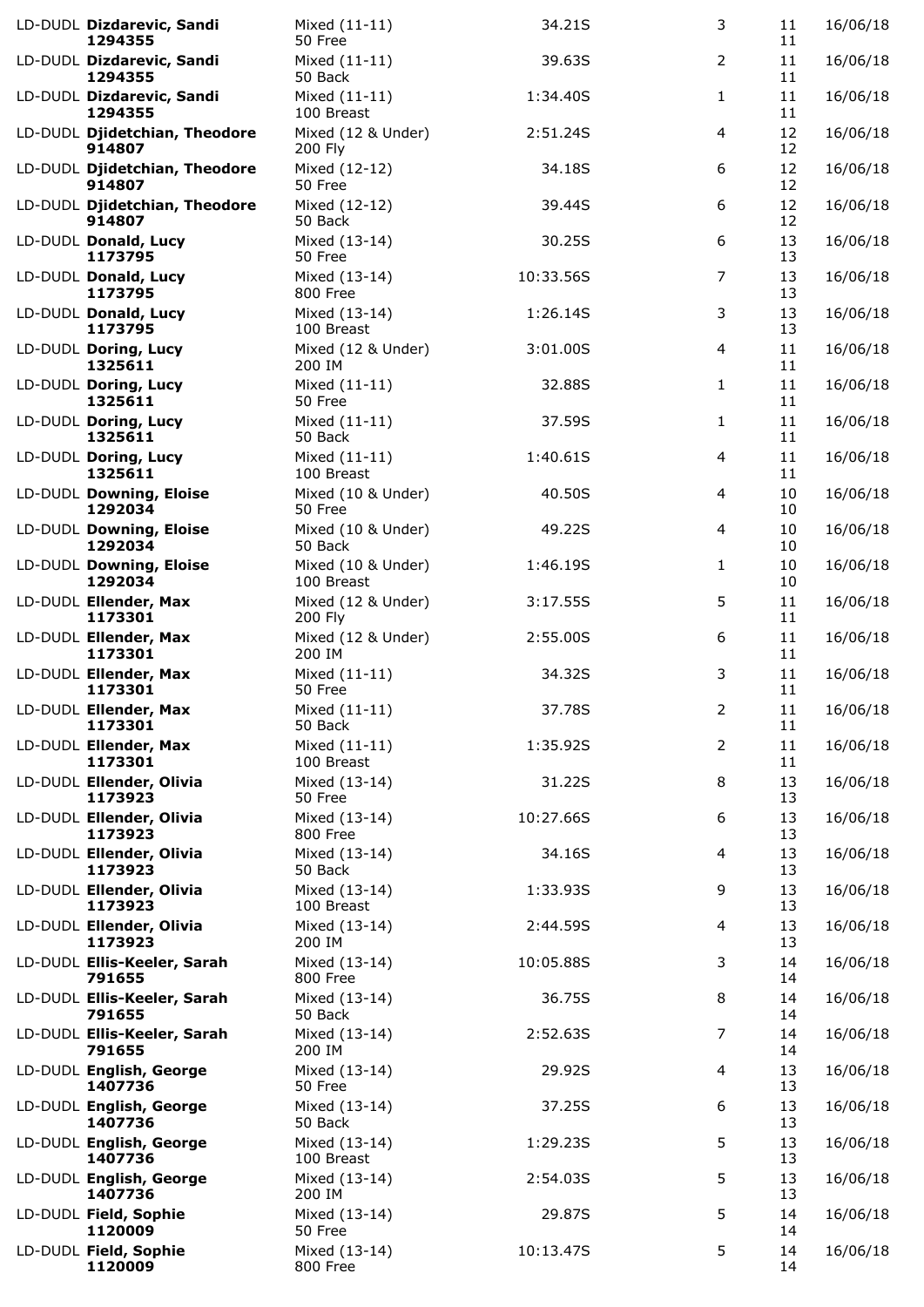| | | | | | |
|---|---|---|---|---|---|
| LD-DUDL **Dizdarevic, Sandi** **1294355** | Mixed (11-11) 50 Free | 34.21S | 3 | 11 11 | 16/06/18 |
| LD-DUDL **Dizdarevic, Sandi** **1294355** | Mixed (11-11) 50 Back | 39.63S | 2 | 11 11 | 16/06/18 |
| LD-DUDL **Dizdarevic, Sandi** **1294355** | Mixed (11-11) 100 Breast | 1:34.40S | 1 | 11 11 | 16/06/18 |
| LD-DUDL **Djidetchian, Theodore** **914807** | Mixed (12 & Under) 200 Fly | 2:51.24S | 4 | 12 12 | 16/06/18 |
| LD-DUDL **Djidetchian, Theodore** **914807** | Mixed (12-12) 50 Free | 34.18S | 6 | 12 12 | 16/06/18 |
| LD-DUDL **Djidetchian, Theodore** **914807** | Mixed (12-12) 50 Back | 39.44S | 6 | 12 12 | 16/06/18 |
| LD-DUDL **Donald, Lucy** **1173795** | Mixed (13-14) 50 Free | 30.25S | 6 | 13 13 | 16/06/18 |
| LD-DUDL **Donald, Lucy** **1173795** | Mixed (13-14) 800 Free | 10:33.56S | 7 | 13 13 | 16/06/18 |
| LD-DUDL **Donald, Lucy** **1173795** | Mixed (13-14) 100 Breast | 1:26.14S | 3 | 13 13 | 16/06/18 |
| LD-DUDL **Doring, Lucy** **1325611** | Mixed (12 & Under) 200 IM | 3:01.00S | 4 | 11 11 | 16/06/18 |
| LD-DUDL **Doring, Lucy** **1325611** | Mixed (11-11) 50 Free | 32.88S | 1 | 11 11 | 16/06/18 |
| LD-DUDL **Doring, Lucy** **1325611** | Mixed (11-11) 50 Back | 37.59S | 1 | 11 11 | 16/06/18 |
| LD-DUDL **Doring, Lucy** **1325611** | Mixed (11-11) 100 Breast | 1:40.61S | 4 | 11 11 | 16/06/18 |
| LD-DUDL **Downing, Eloise** **1292034** | Mixed (10 & Under) 50 Free | 40.50S | 4 | 10 10 | 16/06/18 |
| LD-DUDL **Downing, Eloise** **1292034** | Mixed (10 & Under) 50 Back | 49.22S | 4 | 10 10 | 16/06/18 |
| LD-DUDL **Downing, Eloise** **1292034** | Mixed (10 & Under) 100 Breast | 1:46.19S | 1 | 10 10 | 16/06/18 |
| LD-DUDL **Ellender, Max** **1173301** | Mixed (12 & Under) 200 Fly | 3:17.55S | 5 | 11 11 | 16/06/18 |
| LD-DUDL **Ellender, Max** **1173301** | Mixed (12 & Under) 200 IM | 2:55.00S | 6 | 11 11 | 16/06/18 |
| LD-DUDL **Ellender, Max** **1173301** | Mixed (11-11) 50 Free | 34.32S | 3 | 11 11 | 16/06/18 |
| LD-DUDL **Ellender, Max** **1173301** | Mixed (11-11) 50 Back | 37.78S | 2 | 11 11 | 16/06/18 |
| LD-DUDL **Ellender, Max** **1173301** | Mixed (11-11) 100 Breast | 1:35.92S | 2 | 11 11 | 16/06/18 |
| LD-DUDL **Ellender, Olivia** **1173923** | Mixed (13-14) 50 Free | 31.22S | 8 | 13 13 | 16/06/18 |
| LD-DUDL **Ellender, Olivia** **1173923** | Mixed (13-14) 800 Free | 10:27.66S | 6 | 13 13 | 16/06/18 |
| LD-DUDL **Ellender, Olivia** **1173923** | Mixed (13-14) 50 Back | 34.16S | 4 | 13 13 | 16/06/18 |
| LD-DUDL **Ellender, Olivia** **1173923** | Mixed (13-14) 100 Breast | 1:33.93S | 9 | 13 13 | 16/06/18 |
| LD-DUDL **Ellender, Olivia** **1173923** | Mixed (13-14) 200 IM | 2:44.59S | 4 | 13 13 | 16/06/18 |
| LD-DUDL **Ellis-Keeler, Sarah** **791655** | Mixed (13-14) 800 Free | 10:05.88S | 3 | 14 14 | 16/06/18 |
| LD-DUDL **Ellis-Keeler, Sarah** **791655** | Mixed (13-14) 50 Back | 36.75S | 8 | 14 14 | 16/06/18 |
| LD-DUDL **Ellis-Keeler, Sarah** **791655** | Mixed (13-14) 200 IM | 2:52.63S | 7 | 14 14 | 16/06/18 |
| LD-DUDL **English, George** **1407736** | Mixed (13-14) 50 Free | 29.92S | 4 | 13 13 | 16/06/18 |
| LD-DUDL **English, George** **1407736** | Mixed (13-14) 50 Back | 37.25S | 6 | 13 13 | 16/06/18 |
| LD-DUDL **English, George** **1407736** | Mixed (13-14) 100 Breast | 1:29.23S | 5 | 13 13 | 16/06/18 |
| LD-DUDL **English, George** **1407736** | Mixed (13-14) 200 IM | 2:54.03S | 5 | 13 13 | 16/06/18 |
| LD-DUDL **Field, Sophie** **1120009** | Mixed (13-14) 50 Free | 29.87S | 5 | 14 14 | 16/06/18 |
| LD-DUDL **Field, Sophie** **1120009** | Mixed (13-14) 800 Free | 10:13.47S | 5 | 14 14 | 16/06/18 |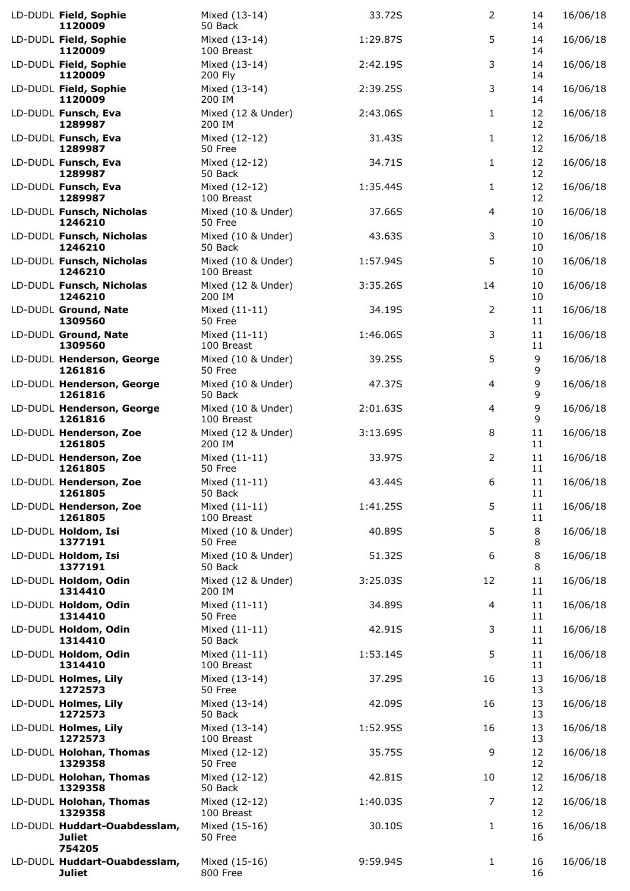| Club | Name / ID | Age Group / Event | Time | Place | Age | Date |
|---|---|---|---|---|---|---|
| LD-DUDL | **Field, Sophie** 1120009 | Mixed (13-14) 50 Back | 33.72S | 2 | 14 14 | 16/06/18 |
| LD-DUDL | **Field, Sophie** 1120009 | Mixed (13-14) 100 Breast | 1:29.87S | 5 | 14 14 | 16/06/18 |
| LD-DUDL | **Field, Sophie** 1120009 | Mixed (13-14) 200 Fly | 2:42.19S | 3 | 14 14 | 16/06/18 |
| LD-DUDL | **Field, Sophie** 1120009 | Mixed (13-14) 200 IM | 2:39.25S | 3 | 14 14 | 16/06/18 |
| LD-DUDL | **Funsch, Eva** 1289987 | Mixed (12 & Under) 200 IM | 2:43.06S | 1 | 12 12 | 16/06/18 |
| LD-DUDL | **Funsch, Eva** 1289987 | Mixed (12-12) 50 Free | 31.43S | 1 | 12 12 | 16/06/18 |
| LD-DUDL | **Funsch, Eva** 1289987 | Mixed (12-12) 50 Back | 34.71S | 1 | 12 12 | 16/06/18 |
| LD-DUDL | **Funsch, Eva** 1289987 | Mixed (12-12) 100 Breast | 1:35.44S | 1 | 12 12 | 16/06/18 |
| LD-DUDL | **Funsch, Nicholas** 1246210 | Mixed (10 & Under) 50 Free | 37.66S | 4 | 10 10 | 16/06/18 |
| LD-DUDL | **Funsch, Nicholas** 1246210 | Mixed (10 & Under) 50 Back | 43.63S | 3 | 10 10 | 16/06/18 |
| LD-DUDL | **Funsch, Nicholas** 1246210 | Mixed (10 & Under) 100 Breast | 1:57.94S | 5 | 10 10 | 16/06/18 |
| LD-DUDL | **Funsch, Nicholas** 1246210 | Mixed (12 & Under) 200 IM | 3:35.26S | 14 | 10 10 | 16/06/18 |
| LD-DUDL | **Ground, Nate** 1309560 | Mixed (11-11) 50 Free | 34.19S | 2 | 11 11 | 16/06/18 |
| LD-DUDL | **Ground, Nate** 1309560 | Mixed (11-11) 100 Breast | 1:46.06S | 3 | 11 11 | 16/06/18 |
| LD-DUDL | **Henderson, George** 1261816 | Mixed (10 & Under) 50 Free | 39.25S | 5 | 9 9 | 16/06/18 |
| LD-DUDL | **Henderson, George** 1261816 | Mixed (10 & Under) 50 Back | 47.37S | 4 | 9 9 | 16/06/18 |
| LD-DUDL | **Henderson, George** 1261816 | Mixed (10 & Under) 100 Breast | 2:01.63S | 4 | 9 9 | 16/06/18 |
| LD-DUDL | **Henderson, Zoe** 1261805 | Mixed (12 & Under) 200 IM | 3:13.69S | 8 | 11 11 | 16/06/18 |
| LD-DUDL | **Henderson, Zoe** 1261805 | Mixed (11-11) 50 Free | 33.97S | 2 | 11 11 | 16/06/18 |
| LD-DUDL | **Henderson, Zoe** 1261805 | Mixed (11-11) 50 Back | 43.44S | 6 | 11 11 | 16/06/18 |
| LD-DUDL | **Henderson, Zoe** 1261805 | Mixed (11-11) 100 Breast | 1:41.25S | 5 | 11 11 | 16/06/18 |
| LD-DUDL | **Holdom, Isi** 1377191 | Mixed (10 & Under) 50 Free | 40.89S | 5 | 8 8 | 16/06/18 |
| LD-DUDL | **Holdom, Isi** 1377191 | Mixed (10 & Under) 50 Back | 51.32S | 6 | 8 8 | 16/06/18 |
| LD-DUDL | **Holdom, Odin** 1314410 | Mixed (12 & Under) 200 IM | 3:25.03S | 12 | 11 11 | 16/06/18 |
| LD-DUDL | **Holdom, Odin** 1314410 | Mixed (11-11) 50 Free | 34.89S | 4 | 11 11 | 16/06/18 |
| LD-DUDL | **Holdom, Odin** 1314410 | Mixed (11-11) 50 Back | 42.91S | 3 | 11 11 | 16/06/18 |
| LD-DUDL | **Holdom, Odin** 1314410 | Mixed (11-11) 100 Breast | 1:53.14S | 5 | 11 11 | 16/06/18 |
| LD-DUDL | **Holmes, Lily** 1272573 | Mixed (13-14) 50 Free | 37.29S | 16 | 13 13 | 16/06/18 |
| LD-DUDL | **Holmes, Lily** 1272573 | Mixed (13-14) 50 Back | 42.09S | 16 | 13 13 | 16/06/18 |
| LD-DUDL | **Holmes, Lily** 1272573 | Mixed (13-14) 100 Breast | 1:52.95S | 16 | 13 13 | 16/06/18 |
| LD-DUDL | **Holohan, Thomas** 1329358 | Mixed (12-12) 50 Free | 35.75S | 9 | 12 12 | 16/06/18 |
| LD-DUDL | **Holohan, Thomas** 1329358 | Mixed (12-12) 50 Back | 42.81S | 10 | 12 12 | 16/06/18 |
| LD-DUDL | **Holohan, Thomas** 1329358 | Mixed (12-12) 100 Breast | 1:40.03S | 7 | 12 12 | 16/06/18 |
| LD-DUDL | **Huddart-Ouabdesslam, Juliet** 754205 | Mixed (15-16) 50 Free | 30.10S | 1 | 16 16 | 16/06/18 |
| LD-DUDL | **Huddart-Ouabdesslam, Juliet** | Mixed (15-16) 800 Free | 9:59.94S | 1 | 16 16 | 16/06/18 |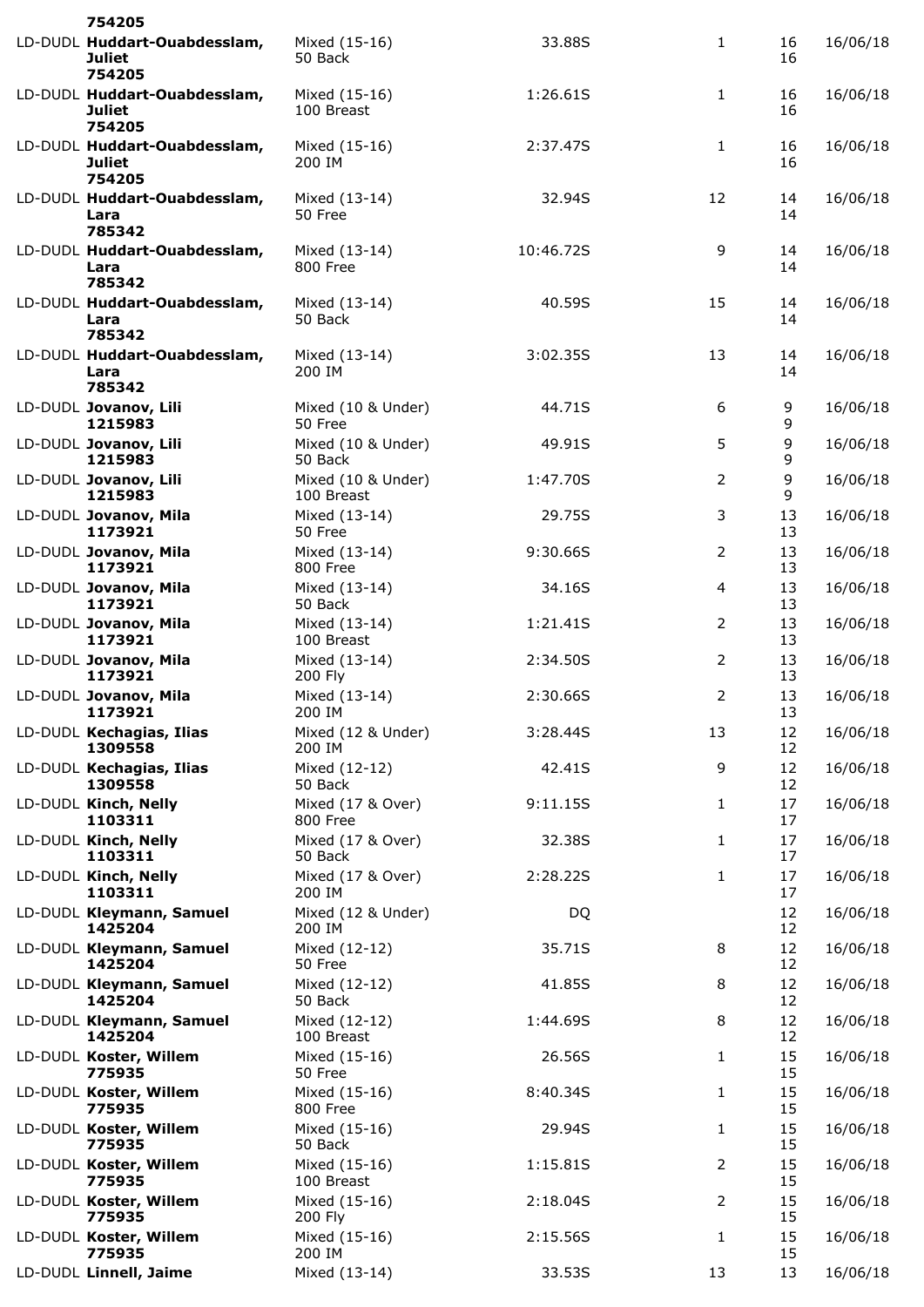| Club | Name | Event | Time | Place | Age | Date |
|---|---|---|---|---|---|---|
| | **754205** | | | | | |
| LD-DUDL | **Huddart-Ouabdesslam, Juliet** 754205 | Mixed (15-16) 50 Back | 33.88S | 1 | 16 16 | 16/06/18 |
| LD-DUDL | **Huddart-Ouabdesslam, Juliet** 754205 | Mixed (15-16) 100 Breast | 1:26.61S | 1 | 16 16 | 16/06/18 |
| LD-DUDL | **Huddart-Ouabdesslam, Juliet** 754205 | Mixed (15-16) 200 IM | 2:37.47S | 1 | 16 16 | 16/06/18 |
| LD-DUDL | **Huddart-Ouabdesslam, Lara** 785342 | Mixed (13-14) 50 Free | 32.94S | 12 | 14 14 | 16/06/18 |
| LD-DUDL | **Huddart-Ouabdesslam, Lara** 785342 | Mixed (13-14) 800 Free | 10:46.72S | 9 | 14 14 | 16/06/18 |
| LD-DUDL | **Huddart-Ouabdesslam, Lara** 785342 | Mixed (13-14) 50 Back | 40.59S | 15 | 14 14 | 16/06/18 |
| LD-DUDL | **Huddart-Ouabdesslam, Lara** 785342 | Mixed (13-14) 200 IM | 3:02.35S | 13 | 14 14 | 16/06/18 |
| LD-DUDL | **Jovanov, Lili** 1215983 | Mixed (10 & Under) 50 Free | 44.71S | 6 | 9 9 | 16/06/18 |
| LD-DUDL | **Jovanov, Lili** 1215983 | Mixed (10 & Under) 50 Back | 49.91S | 5 | 9 9 | 16/06/18 |
| LD-DUDL | **Jovanov, Lili** 1215983 | Mixed (10 & Under) 100 Breast | 1:47.70S | 2 | 9 9 | 16/06/18 |
| LD-DUDL | **Jovanov, Mila** 1173921 | Mixed (13-14) 50 Free | 29.75S | 3 | 13 13 | 16/06/18 |
| LD-DUDL | **Jovanov, Mila** 1173921 | Mixed (13-14) 800 Free | 9:30.66S | 2 | 13 13 | 16/06/18 |
| LD-DUDL | **Jovanov, Mila** 1173921 | Mixed (13-14) 50 Back | 34.16S | 4 | 13 13 | 16/06/18 |
| LD-DUDL | **Jovanov, Mila** 1173921 | Mixed (13-14) 100 Breast | 1:21.41S | 2 | 13 13 | 16/06/18 |
| LD-DUDL | **Jovanov, Mila** 1173921 | Mixed (13-14) 200 Fly | 2:34.50S | 2 | 13 13 | 16/06/18 |
| LD-DUDL | **Jovanov, Mila** 1173921 | Mixed (13-14) 200 IM | 2:30.66S | 2 | 13 13 | 16/06/18 |
| LD-DUDL | **Kechagias, Ilias** 1309558 | Mixed (12 & Under) 200 IM | 3:28.44S | 13 | 12 12 | 16/06/18 |
| LD-DUDL | **Kechagias, Ilias** 1309558 | Mixed (12-12) 50 Back | 42.41S | 9 | 12 12 | 16/06/18 |
| LD-DUDL | **Kinch, Nelly** 1103311 | Mixed (17 & Over) 800 Free | 9:11.15S | 1 | 17 17 | 16/06/18 |
| LD-DUDL | **Kinch, Nelly** 1103311 | Mixed (17 & Over) 50 Back | 32.38S | 1 | 17 17 | 16/06/18 |
| LD-DUDL | **Kinch, Nelly** 1103311 | Mixed (17 & Over) 200 IM | 2:28.22S | 1 | 17 17 | 16/06/18 |
| LD-DUDL | **Kleymann, Samuel** 1425204 | Mixed (12 & Under) 200 IM | DQ | | 12 12 | 16/06/18 |
| LD-DUDL | **Kleymann, Samuel** 1425204 | Mixed (12-12) 50 Free | 35.71S | 8 | 12 12 | 16/06/18 |
| LD-DUDL | **Kleymann, Samuel** 1425204 | Mixed (12-12) 50 Back | 41.85S | 8 | 12 12 | 16/06/18 |
| LD-DUDL | **Kleymann, Samuel** 1425204 | Mixed (12-12) 100 Breast | 1:44.69S | 8 | 12 12 | 16/06/18 |
| LD-DUDL | **Koster, Willem** 775935 | Mixed (15-16) 50 Free | 26.56S | 1 | 15 15 | 16/06/18 |
| LD-DUDL | **Koster, Willem** 775935 | Mixed (15-16) 800 Free | 8:40.34S | 1 | 15 15 | 16/06/18 |
| LD-DUDL | **Koster, Willem** 775935 | Mixed (15-16) 50 Back | 29.94S | 1 | 15 15 | 16/06/18 |
| LD-DUDL | **Koster, Willem** 775935 | Mixed (15-16) 100 Breast | 1:15.81S | 2 | 15 15 | 16/06/18 |
| LD-DUDL | **Koster, Willem** 775935 | Mixed (15-16) 200 Fly | 2:18.04S | 2 | 15 15 | 16/06/18 |
| LD-DUDL | **Koster, Willem** 775935 | Mixed (15-16) 200 IM | 2:15.56S | 1 | 15 15 | 16/06/18 |
| LD-DUDL | **Linnell, Jaime** | Mixed (13-14) | 33.53S | 13 | 13 | 16/06/18 |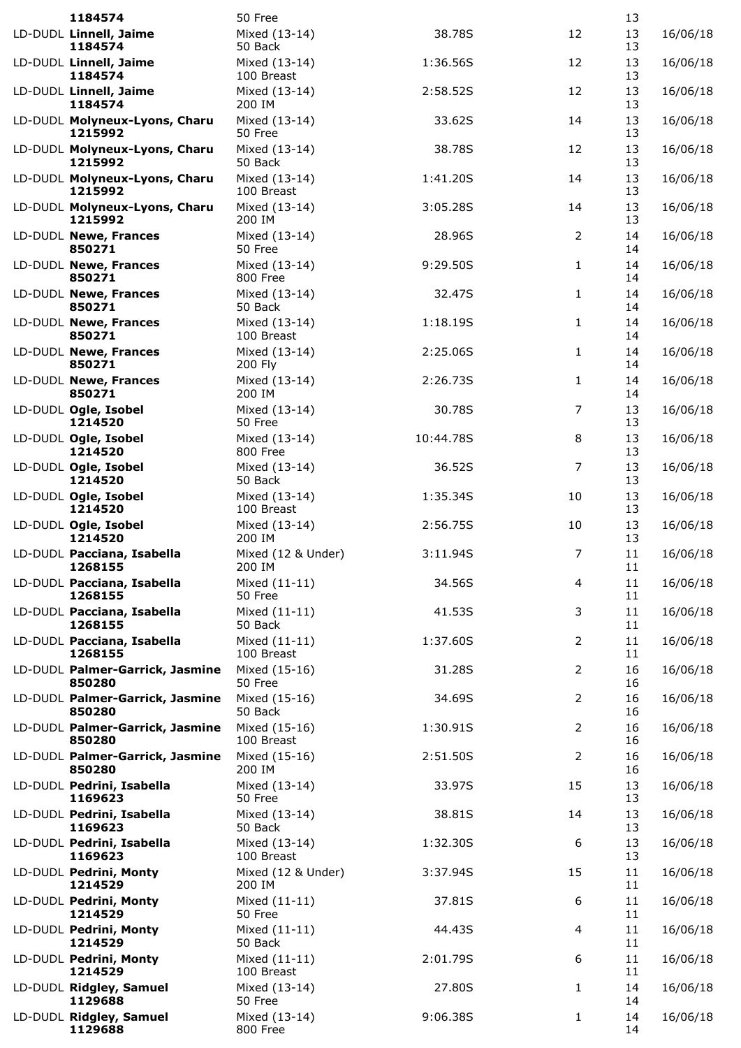| | | | | | | |
|---|---|---|---|---|---|---|
| | **1184574** | 50 Free | | | 13 | |
| LD-DUDL | **Linnell, Jaime** 1184574 | Mixed (13-14) 50 Back | 38.78S | 12 | 13 13 | 16/06/18 |
| LD-DUDL | **Linnell, Jaime** 1184574 | Mixed (13-14) 100 Breast | 1:36.56S | 12 | 13 13 | 16/06/18 |
| LD-DUDL | **Linnell, Jaime** 1184574 | Mixed (13-14) 200 IM | 2:58.52S | 12 | 13 13 | 16/06/18 |
| LD-DUDL | **Molyneux-Lyons, Charu** 1215992 | Mixed (13-14) 50 Free | 33.62S | 14 | 13 13 | 16/06/18 |
| LD-DUDL | **Molyneux-Lyons, Charu** 1215992 | Mixed (13-14) 50 Back | 38.78S | 12 | 13 13 | 16/06/18 |
| LD-DUDL | **Molyneux-Lyons, Charu** 1215992 | Mixed (13-14) 100 Breast | 1:41.20S | 14 | 13 13 | 16/06/18 |
| LD-DUDL | **Molyneux-Lyons, Charu** 1215992 | Mixed (13-14) 200 IM | 3:05.28S | 14 | 13 13 | 16/06/18 |
| LD-DUDL | **Newe, Frances** 850271 | Mixed (13-14) 50 Free | 28.96S | 2 | 14 14 | 16/06/18 |
| LD-DUDL | **Newe, Frances** 850271 | Mixed (13-14) 800 Free | 9:29.50S | 1 | 14 14 | 16/06/18 |
| LD-DUDL | **Newe, Frances** 850271 | Mixed (13-14) 50 Back | 32.47S | 1 | 14 14 | 16/06/18 |
| LD-DUDL | **Newe, Frances** 850271 | Mixed (13-14) 100 Breast | 1:18.19S | 1 | 14 14 | 16/06/18 |
| LD-DUDL | **Newe, Frances** 850271 | Mixed (13-14) 200 Fly | 2:25.06S | 1 | 14 14 | 16/06/18 |
| LD-DUDL | **Newe, Frances** 850271 | Mixed (13-14) 200 IM | 2:26.73S | 1 | 14 14 | 16/06/18 |
| LD-DUDL | **Ogle, Isobel** 1214520 | Mixed (13-14) 50 Free | 30.78S | 7 | 13 13 | 16/06/18 |
| LD-DUDL | **Ogle, Isobel** 1214520 | Mixed (13-14) 800 Free | 10:44.78S | 8 | 13 13 | 16/06/18 |
| LD-DUDL | **Ogle, Isobel** 1214520 | Mixed (13-14) 50 Back | 36.52S | 7 | 13 13 | 16/06/18 |
| LD-DUDL | **Ogle, Isobel** 1214520 | Mixed (13-14) 100 Breast | 1:35.34S | 10 | 13 13 | 16/06/18 |
| LD-DUDL | **Ogle, Isobel** 1214520 | Mixed (13-14) 200 IM | 2:56.75S | 10 | 13 13 | 16/06/18 |
| LD-DUDL | **Pacciana, Isabella** 1268155 | Mixed (12 & Under) 200 IM | 3:11.94S | 7 | 11 11 | 16/06/18 |
| LD-DUDL | **Pacciana, Isabella** 1268155 | Mixed (11-11) 50 Free | 34.56S | 4 | 11 11 | 16/06/18 |
| LD-DUDL | **Pacciana, Isabella** 1268155 | Mixed (11-11) 50 Back | 41.53S | 3 | 11 11 | 16/06/18 |
| LD-DUDL | **Pacciana, Isabella** 1268155 | Mixed (11-11) 100 Breast | 1:37.60S | 2 | 11 11 | 16/06/18 |
| LD-DUDL | **Palmer-Garrick, Jasmine** 850280 | Mixed (15-16) 50 Free | 31.28S | 2 | 16 16 | 16/06/18 |
| LD-DUDL | **Palmer-Garrick, Jasmine** 850280 | Mixed (15-16) 50 Back | 34.69S | 2 | 16 16 | 16/06/18 |
| LD-DUDL | **Palmer-Garrick, Jasmine** 850280 | Mixed (15-16) 100 Breast | 1:30.91S | 2 | 16 16 | 16/06/18 |
| LD-DUDL | **Palmer-Garrick, Jasmine** 850280 | Mixed (15-16) 200 IM | 2:51.50S | 2 | 16 16 | 16/06/18 |
| LD-DUDL | **Pedrini, Isabella** 1169623 | Mixed (13-14) 50 Free | 33.97S | 15 | 13 13 | 16/06/18 |
| LD-DUDL | **Pedrini, Isabella** 1169623 | Mixed (13-14) 50 Back | 38.81S | 14 | 13 13 | 16/06/18 |
| LD-DUDL | **Pedrini, Isabella** 1169623 | Mixed (13-14) 100 Breast | 1:32.30S | 6 | 13 13 | 16/06/18 |
| LD-DUDL | **Pedrini, Monty** 1214529 | Mixed (12 & Under) 200 IM | 3:37.94S | 15 | 11 11 | 16/06/18 |
| LD-DUDL | **Pedrini, Monty** 1214529 | Mixed (11-11) 50 Free | 37.81S | 6 | 11 11 | 16/06/18 |
| LD-DUDL | **Pedrini, Monty** 1214529 | Mixed (11-11) 50 Back | 44.43S | 4 | 11 11 | 16/06/18 |
| LD-DUDL | **Pedrini, Monty** 1214529 | Mixed (11-11) 100 Breast | 2:01.79S | 6 | 11 11 | 16/06/18 |
| LD-DUDL | **Ridgley, Samuel** 1129688 | Mixed (13-14) 50 Free | 27.80S | 1 | 14 14 | 16/06/18 |
| LD-DUDL | **Ridgley, Samuel** 1129688 | Mixed (13-14) 800 Free | 9:06.38S | 1 | 14 14 | 16/06/18 |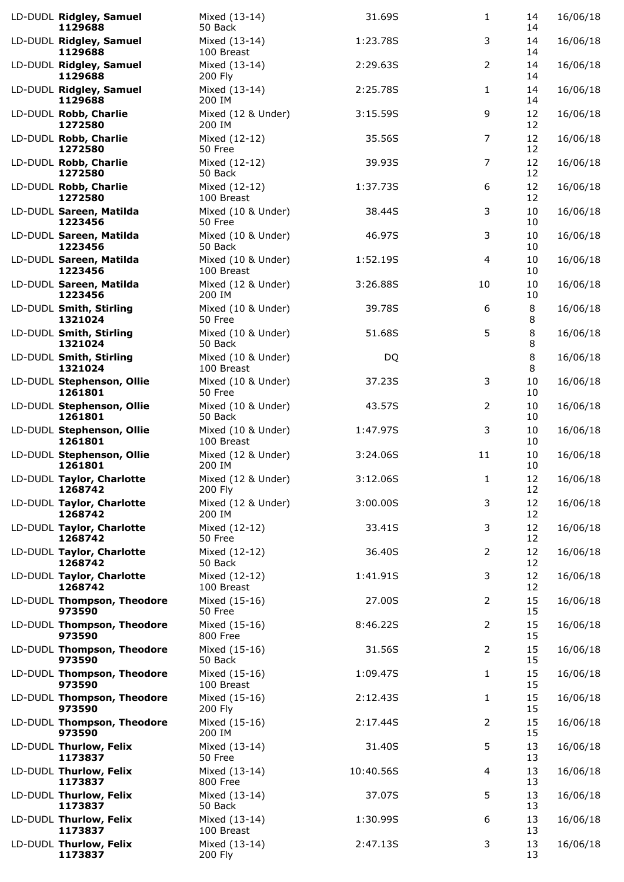| | | | | | |
|---|---|---|---|---|---|
| LD-DUDL **Ridgley, Samuel** **1129688** | Mixed (13-14) 50 Back | 31.69S | 1 | 14 14 | 16/06/18 |
| LD-DUDL **Ridgley, Samuel** **1129688** | Mixed (13-14) 100 Breast | 1:23.78S | 3 | 14 14 | 16/06/18 |
| LD-DUDL **Ridgley, Samuel** **1129688** | Mixed (13-14) 200 Fly | 2:29.63S | 2 | 14 14 | 16/06/18 |
| LD-DUDL **Ridgley, Samuel** **1129688** | Mixed (13-14) 200 IM | 2:25.78S | 1 | 14 14 | 16/06/18 |
| LD-DUDL **Robb, Charlie** **1272580** | Mixed (12 & Under) 200 IM | 3:15.59S | 9 | 12 12 | 16/06/18 |
| LD-DUDL **Robb, Charlie** **1272580** | Mixed (12-12) 50 Free | 35.56S | 7 | 12 12 | 16/06/18 |
| LD-DUDL **Robb, Charlie** **1272580** | Mixed (12-12) 50 Back | 39.93S | 7 | 12 12 | 16/06/18 |
| LD-DUDL **Robb, Charlie** **1272580** | Mixed (12-12) 100 Breast | 1:37.73S | 6 | 12 12 | 16/06/18 |
| LD-DUDL **Sareen, Matilda** **1223456** | Mixed (10 & Under) 50 Free | 38.44S | 3 | 10 10 | 16/06/18 |
| LD-DUDL **Sareen, Matilda** **1223456** | Mixed (10 & Under) 50 Back | 46.97S | 3 | 10 10 | 16/06/18 |
| LD-DUDL **Sareen, Matilda** **1223456** | Mixed (10 & Under) 100 Breast | 1:52.19S | 4 | 10 10 | 16/06/18 |
| LD-DUDL **Sareen, Matilda** **1223456** | Mixed (12 & Under) 200 IM | 3:26.88S | 10 | 10 10 | 16/06/18 |
| LD-DUDL **Smith, Stirling** **1321024** | Mixed (10 & Under) 50 Free | 39.78S | 6 | 8 8 | 16/06/18 |
| LD-DUDL **Smith, Stirling** **1321024** | Mixed (10 & Under) 50 Back | 51.68S | 5 | 8 8 | 16/06/18 |
| LD-DUDL **Smith, Stirling** **1321024** | Mixed (10 & Under) 100 Breast | DQ | | 8 8 | 16/06/18 |
| LD-DUDL **Stephenson, Ollie** **1261801** | Mixed (10 & Under) 50 Free | 37.23S | 3 | 10 10 | 16/06/18 |
| LD-DUDL **Stephenson, Ollie** **1261801** | Mixed (10 & Under) 50 Back | 43.57S | 2 | 10 10 | 16/06/18 |
| LD-DUDL **Stephenson, Ollie** **1261801** | Mixed (10 & Under) 100 Breast | 1:47.97S | 3 | 10 10 | 16/06/18 |
| LD-DUDL **Stephenson, Ollie** **1261801** | Mixed (12 & Under) 200 IM | 3:24.06S | 11 | 10 10 | 16/06/18 |
| LD-DUDL **Taylor, Charlotte** **1268742** | Mixed (12 & Under) 200 Fly | 3:12.06S | 1 | 12 12 | 16/06/18 |
| LD-DUDL **Taylor, Charlotte** **1268742** | Mixed (12 & Under) 200 IM | 3:00.00S | 3 | 12 12 | 16/06/18 |
| LD-DUDL **Taylor, Charlotte** **1268742** | Mixed (12-12) 50 Free | 33.41S | 3 | 12 12 | 16/06/18 |
| LD-DUDL **Taylor, Charlotte** **1268742** | Mixed (12-12) 50 Back | 36.40S | 2 | 12 12 | 16/06/18 |
| LD-DUDL **Taylor, Charlotte** **1268742** | Mixed (12-12) 100 Breast | 1:41.91S | 3 | 12 12 | 16/06/18 |
| LD-DUDL **Thompson, Theodore** **973590** | Mixed (15-16) 50 Free | 27.00S | 2 | 15 15 | 16/06/18 |
| LD-DUDL **Thompson, Theodore** **973590** | Mixed (15-16) 800 Free | 8:46.22S | 2 | 15 15 | 16/06/18 |
| LD-DUDL **Thompson, Theodore** **973590** | Mixed (15-16) 50 Back | 31.56S | 2 | 15 15 | 16/06/18 |
| LD-DUDL **Thompson, Theodore** **973590** | Mixed (15-16) 100 Breast | 1:09.47S | 1 | 15 15 | 16/06/18 |
| LD-DUDL **Thompson, Theodore** **973590** | Mixed (15-16) 200 Fly | 2:12.43S | 1 | 15 15 | 16/06/18 |
| LD-DUDL **Thompson, Theodore** **973590** | Mixed (15-16) 200 IM | 2:17.44S | 2 | 15 15 | 16/06/18 |
| LD-DUDL **Thurlow, Felix** **1173837** | Mixed (13-14) 50 Free | 31.40S | 5 | 13 13 | 16/06/18 |
| LD-DUDL **Thurlow, Felix** **1173837** | Mixed (13-14) 800 Free | 10:40.56S | 4 | 13 13 | 16/06/18 |
| LD-DUDL **Thurlow, Felix** **1173837** | Mixed (13-14) 50 Back | 37.07S | 5 | 13 13 | 16/06/18 |
| LD-DUDL **Thurlow, Felix** **1173837** | Mixed (13-14) 100 Breast | 1:30.99S | 6 | 13 13 | 16/06/18 |
| LD-DUDL **Thurlow, Felix** **1173837** | Mixed (13-14) 200 Fly | 2:47.13S | 3 | 13 13 | 16/06/18 |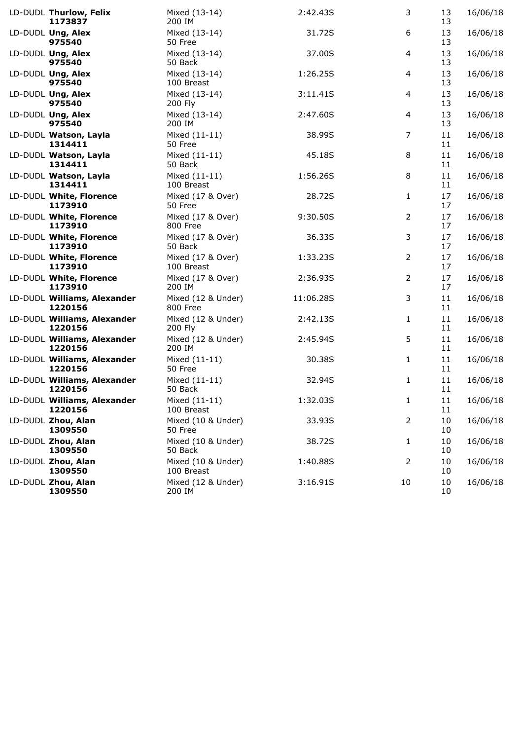| | | | | | | |
|---|---|---|---|---|---|---|
| LD-DUDL | **Thurlow, Felix**<br>**1173837** | Mixed (13-14)<br>200 IM | 2:42.43S | 3 | 13<br>13 | 16/06/18 |
| LD-DUDL | **Ung, Alex**<br>**975540** | Mixed (13-14)<br>50 Free | 31.72S | 6 | 13<br>13 | 16/06/18 |
| LD-DUDL | **Ung, Alex**<br>**975540** | Mixed (13-14)<br>50 Back | 37.00S | 4 | 13<br>13 | 16/06/18 |
| LD-DUDL | **Ung, Alex**<br>**975540** | Mixed (13-14)<br>100 Breast | 1:26.25S | 4 | 13<br>13 | 16/06/18 |
| LD-DUDL | **Ung, Alex**<br>**975540** | Mixed (13-14)<br>200 Fly | 3:11.41S | 4 | 13<br>13 | 16/06/18 |
| LD-DUDL | **Ung, Alex**<br>**975540** | Mixed (13-14)<br>200 IM | 2:47.60S | 4 | 13<br>13 | 16/06/18 |
| LD-DUDL | **Watson, Layla**<br>**1314411** | Mixed (11-11)<br>50 Free | 38.99S | 7 | 11<br>11 | 16/06/18 |
| LD-DUDL | **Watson, Layla**<br>**1314411** | Mixed (11-11)<br>50 Back | 45.18S | 8 | 11<br>11 | 16/06/18 |
| LD-DUDL | **Watson, Layla**<br>**1314411** | Mixed (11-11)<br>100 Breast | 1:56.26S | 8 | 11<br>11 | 16/06/18 |
| LD-DUDL | **White, Florence**<br>**1173910** | Mixed (17 & Over)<br>50 Free | 28.72S | 1 | 17<br>17 | 16/06/18 |
| LD-DUDL | **White, Florence**<br>**1173910** | Mixed (17 & Over)<br>800 Free | 9:30.50S | 2 | 17<br>17 | 16/06/18 |
| LD-DUDL | **White, Florence**<br>**1173910** | Mixed (17 & Over)<br>50 Back | 36.33S | 3 | 17<br>17 | 16/06/18 |
| LD-DUDL | **White, Florence**<br>**1173910** | Mixed (17 & Over)<br>100 Breast | 1:33.23S | 2 | 17<br>17 | 16/06/18 |
| LD-DUDL | **White, Florence**<br>**1173910** | Mixed (17 & Over)<br>200 IM | 2:36.93S | 2 | 17<br>17 | 16/06/18 |
| LD-DUDL | **Williams, Alexander**<br>**1220156** | Mixed (12 & Under)<br>800 Free | 11:06.28S | 3 | 11<br>11 | 16/06/18 |
| LD-DUDL | **Williams, Alexander**<br>**1220156** | Mixed (12 & Under)<br>200 Fly | 2:42.13S | 1 | 11<br>11 | 16/06/18 |
| LD-DUDL | **Williams, Alexander**<br>**1220156** | Mixed (12 & Under)<br>200 IM | 2:45.94S | 5 | 11<br>11 | 16/06/18 |
| LD-DUDL | **Williams, Alexander**<br>**1220156** | Mixed (11-11)<br>50 Free | 30.38S | 1 | 11<br>11 | 16/06/18 |
| LD-DUDL | **Williams, Alexander**<br>**1220156** | Mixed (11-11)<br>50 Back | 32.94S | 1 | 11<br>11 | 16/06/18 |
| LD-DUDL | **Williams, Alexander**<br>**1220156** | Mixed (11-11)<br>100 Breast | 1:32.03S | 1 | 11<br>11 | 16/06/18 |
| LD-DUDL | **Zhou, Alan**<br>**1309550** | Mixed (10 & Under)<br>50 Free | 33.93S | 2 | 10<br>10 | 16/06/18 |
| LD-DUDL | **Zhou, Alan**<br>**1309550** | Mixed (10 & Under)<br>50 Back | 38.72S | 1 | 10<br>10 | 16/06/18 |
| LD-DUDL | **Zhou, Alan**<br>**1309550** | Mixed (10 & Under)<br>100 Breast | 1:40.88S | 2 | 10<br>10 | 16/06/18 |
| LD-DUDL | **Zhou, Alan**<br>**1309550** | Mixed (12 & Under)<br>200 IM | 3:16.91S | 10 | 10<br>10 | 16/06/18 |